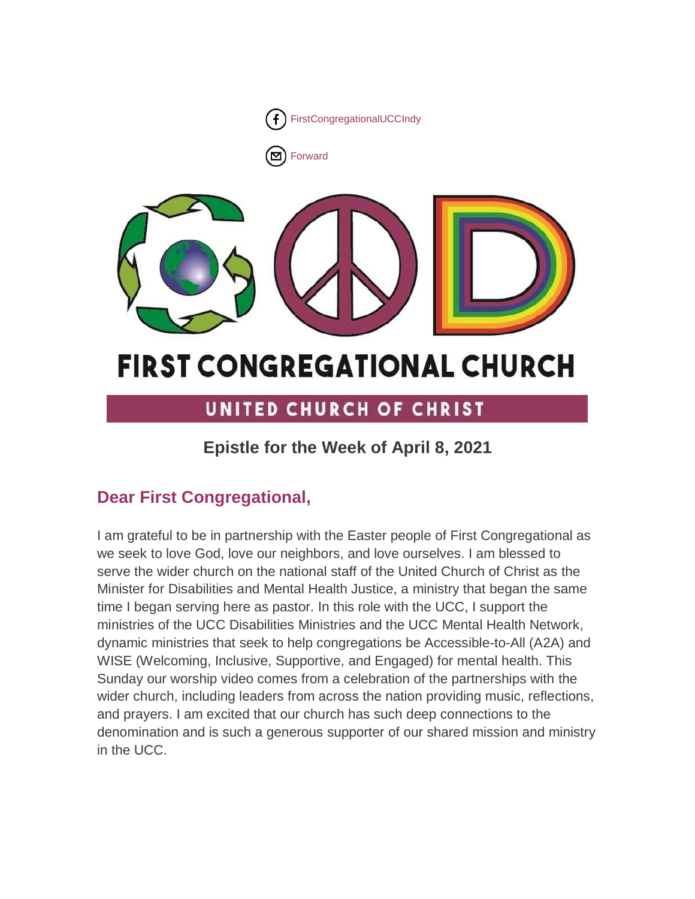FirstCongregationalUCCIndy

Forward

# FIRST CONGREGATIONAL CHURCH

## UNITED CHURCH OF CHRIST

### Epistle for the Week of April 8, 2021

## Dear First Congregational,

I am grateful to be in partnership with the Easter people of First Congregational as we seek to love God, love our neighbors, and love ourselves. I am blessed to serve the wider church on the national staff of the United Church of Christ as the Minister for Disabilities and Mental Health Justice, a ministry that began the same time I began serving here as pastor. In this role with the UCC, I support the ministries of the UCC Disabilities Ministries and the UCC Mental Health Network, dynamic ministries that seek to help congregations be Accessible-to-All (A2A) and WISE (Welcoming, Inclusive, Supportive, and Engaged) for mental health. This Sunday our worship video comes from a celebration of the partnerships with the wider church, including leaders from across the nation providing music, reflections, and prayers. I am excited that our church has such deep connections to the denomination and is such a generous supporter of our shared mission and ministry in the UCC.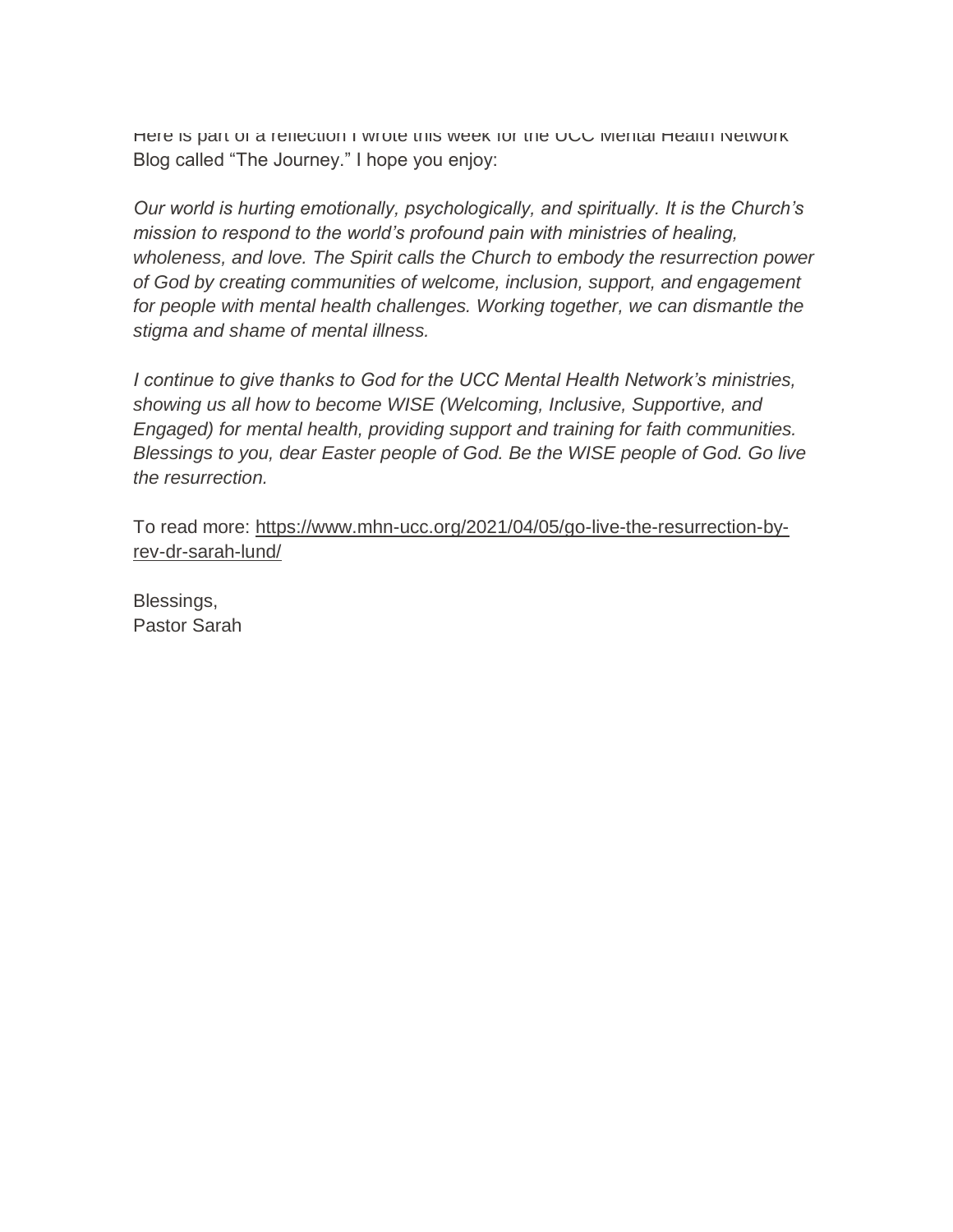Here is part of a reflection I wrote this week for the UCC Mental Health Network Blog called "The Journey." I hope you enjoy:

*Our world is hurting emotionally, psychologically, and spiritually. It is the Church's mission to respond to the world's profound pain with ministries of healing, wholeness, and love. The Spirit calls the Church to embody the resurrection power of God by creating communities of welcome, inclusion, support, and engagement for people with mental health challenges. Working together, we can dismantle the stigma and shame of mental illness.*

*I continue to give thanks to God for the UCC Mental Health Network's ministries, showing us all how to become WISE (Welcoming, Inclusive, Supportive, and Engaged) for mental health, providing support and training for faith communities. Blessings to you, dear Easter people of God. Be the WISE people of God. Go live the resurrection.*

To read more: [https://www.mhn-ucc.org/2021/04/05/go-live-the-resurrection-by-rev-dr-sarah-lund/](https://www.mhn-ucc.org/2021/04/05/go-live-the-resurrection-by-rev-dr-sarah-lund/)

Blessings,
Pastor Sarah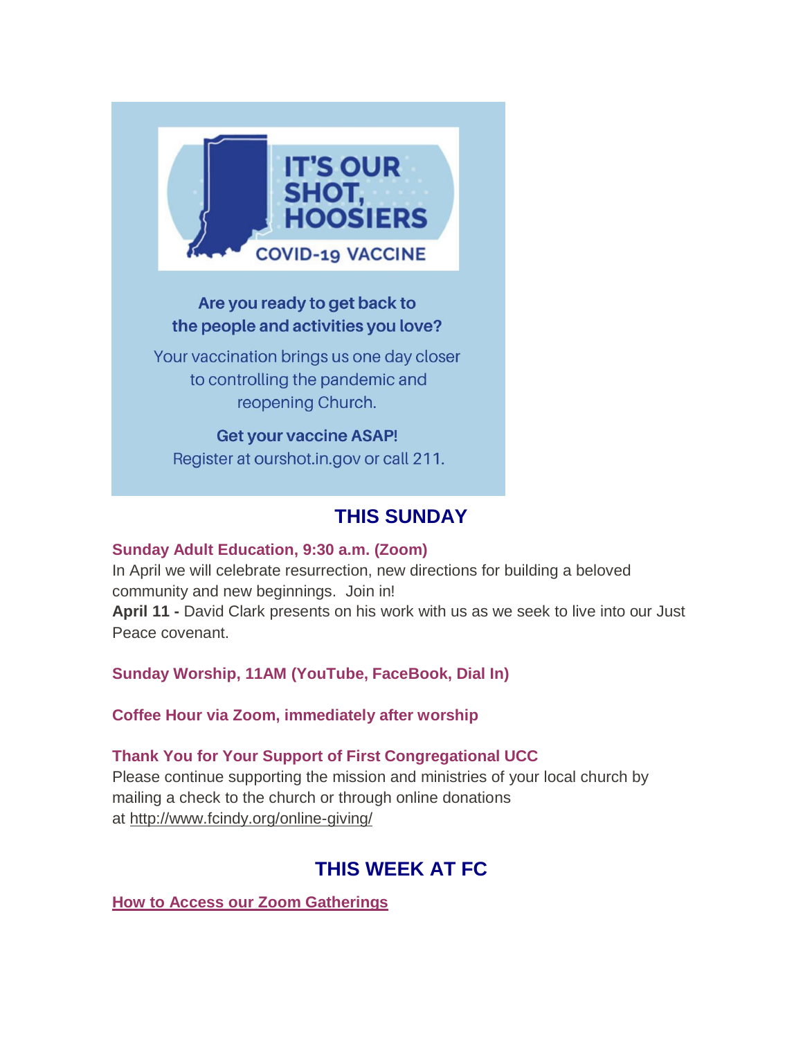IT'S OUR SHOT, HOOSIERS

COVID-19 VACCINE

Are you ready to get back to the people and activities you love?

Your vaccination brings us one day closer to controlling the pandemic and reopening Church.

**Get your vaccine ASAP!**

Register at ourshot.in.gov or call 211.

## THIS SUNDAY

**Sunday Adult Education, 9:30 a.m. (Zoom)**

In April we will celebrate resurrection, new directions for building a beloved community and new beginnings. Join in!

**April 11 -** David Clark presents on his work with us as we seek to live into our Just Peace covenant.

**Sunday Worship, 11AM (YouTube, FaceBook, Dial In)**

**Coffee Hour via Zoom, immediately after worship**

**Thank You for Your Support of First Congregational UCC**

Please continue supporting the mission and ministries of your local church by mailing a check to the church or through online donations at http://www.fcindy.org/online-giving/

## THIS WEEK AT FC

**How to Access our Zoom Gatherings**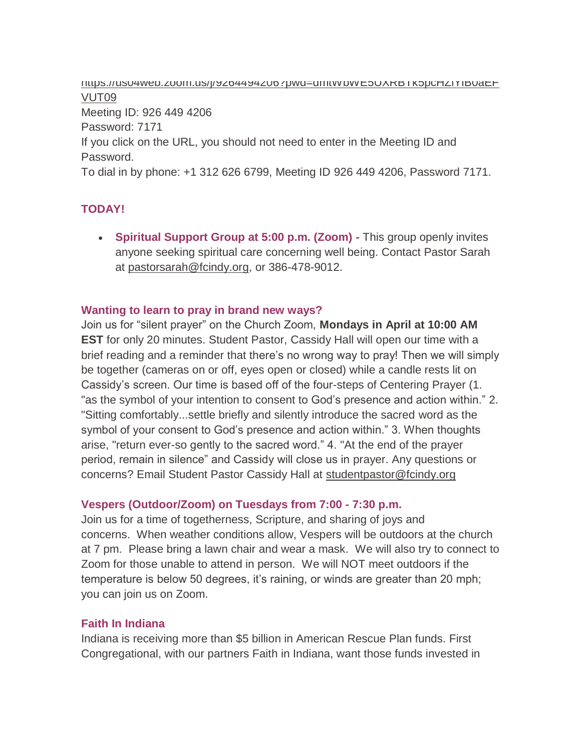https://us04web.zoom.us/j/9264494206?pwd=dmlWbWE5UXRBTk5pcHZlYlB0aEFVUT09
Meeting ID: 926 449 4206
Password: 7171
If you click on the URL, you should not need to enter in the Meeting ID and Password.
To dial in by phone: +1 312 626 6799, Meeting ID 926 449 4206, Password 7171.

### TODAY!

- **Spiritual Support Group at 5:00 p.m. (Zoom) -** This group openly invites anyone seeking spiritual care concerning well being. Contact Pastor Sarah at pastorsarah@fcindy.org, or 386-478-9012.

### Wanting to learn to pray in brand new ways?

Join us for "silent prayer" on the Church Zoom, **Mondays in April at 10:00 AM EST** for only 20 minutes. Student Pastor, Cassidy Hall will open our time with a brief reading and a reminder that there's no wrong way to pray! Then we will simply be together (cameras on or off, eyes open or closed) while a candle rests lit on Cassidy's screen. Our time is based off of the four-steps of Centering Prayer (1. "as the symbol of your intention to consent to God's presence and action within." 2. "Sitting comfortably...settle briefly and silently introduce the sacred word as the symbol of your consent to God's presence and action within." 3. When thoughts arise, "return ever-so gently to the sacred word." 4. "At the end of the prayer period, remain in silence" and Cassidy will close us in prayer. Any questions or concerns? Email Student Pastor Cassidy Hall at studentpastor@fcindy.org

### Vespers (Outdoor/Zoom) on Tuesdays from 7:00 - 7:30 p.m.

Join us for a time of togetherness, Scripture, and sharing of joys and concerns. When weather conditions allow, Vespers will be outdoors at the church at 7 pm. Please bring a lawn chair and wear a mask. We will also try to connect to Zoom for those unable to attend in person. We will NOT meet outdoors if the temperature is below 50 degrees, it's raining, or winds are greater than 20 mph; you can join us on Zoom.

### Faith In Indiana

Indiana is receiving more than $5 billion in American Rescue Plan funds. First Congregational, with our partners Faith in Indiana, want those funds invested in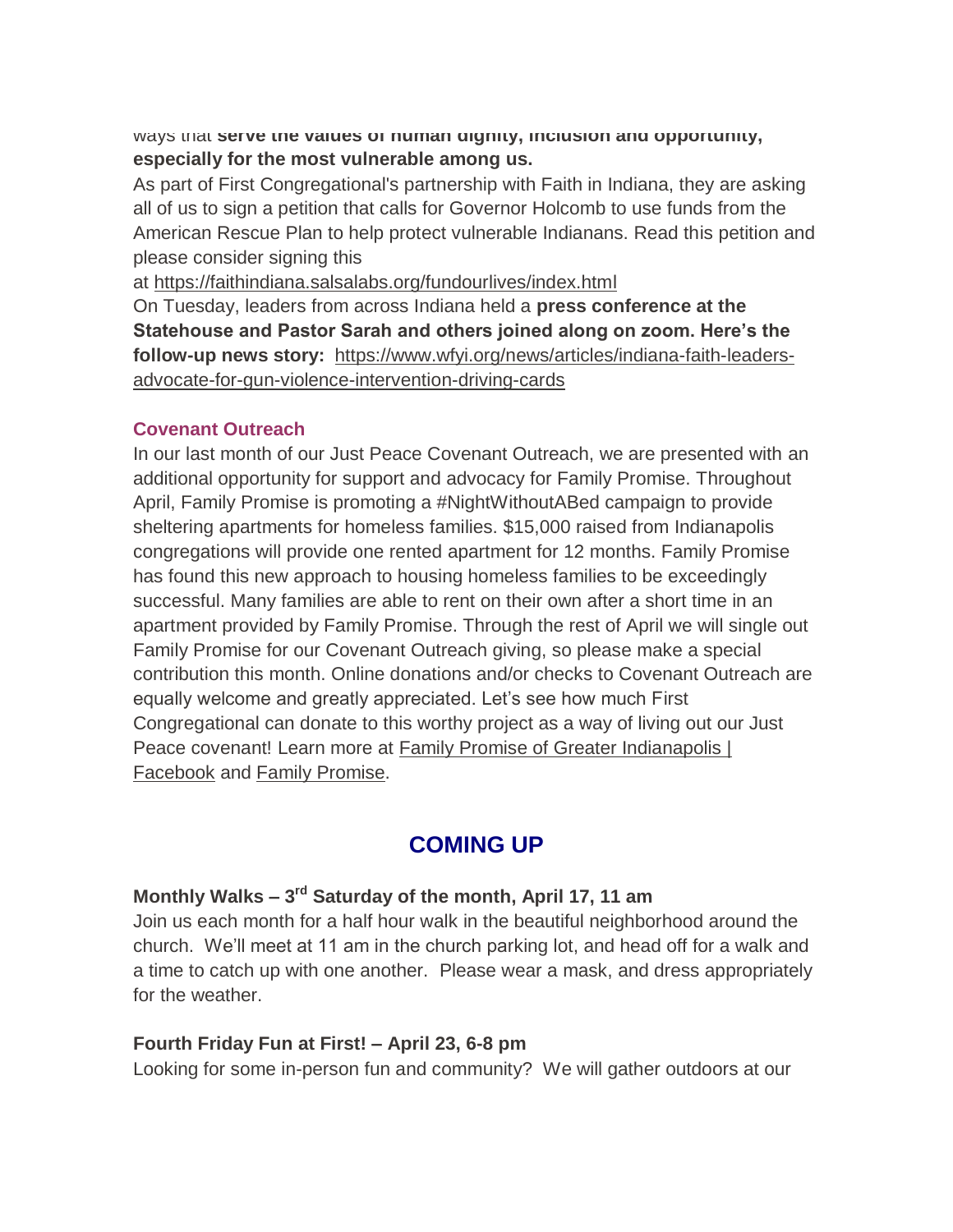ways that **serve the values of human dignity, inclusion and opportunity, especially for the most vulnerable among us.**

As part of First Congregational's partnership with Faith in Indiana, they are asking all of us to sign a petition that calls for Governor Holcomb to use funds from the American Rescue Plan to help protect vulnerable Indianans. Read this petition and please consider signing this at https://faithindiana.salsalabs.org/fundourlives/index.html

On Tuesday, leaders from across Indiana held a **press conference at the Statehouse and Pastor Sarah and others joined along on zoom. Here's the follow-up news story:** https://www.wfyi.org/news/articles/indiana-faith-leaders-advocate-for-gun-violence-intervention-driving-cards

### Covenant Outreach

In our last month of our Just Peace Covenant Outreach, we are presented with an additional opportunity for support and advocacy for Family Promise. Throughout April, Family Promise is promoting a #NightWithoutABed campaign to provide sheltering apartments for homeless families. $15,000 raised from Indianapolis congregations will provide one rented apartment for 12 months. Family Promise has found this new approach to housing homeless families to be exceedingly successful. Many families are able to rent on their own after a short time in an apartment provided by Family Promise. Through the rest of April we will single out Family Promise for our Covenant Outreach giving, so please make a special contribution this month. Online donations and/or checks to Covenant Outreach are equally welcome and greatly appreciated. Let's see how much First Congregational can donate to this worthy project as a way of living out our Just Peace covenant! Learn more at Family Promise of Greater Indianapolis | Facebook and Family Promise.

## COMING UP

### Monthly Walks – 3rd Saturday of the month, April 17, 11 am

Join us each month for a half hour walk in the beautiful neighborhood around the church. We'll meet at 11 am in the church parking lot, and head off for a walk and a time to catch up with one another. Please wear a mask, and dress appropriately for the weather.

### Fourth Friday Fun at First! – April 23, 6-8 pm

Looking for some in-person fun and community? We will gather outdoors at our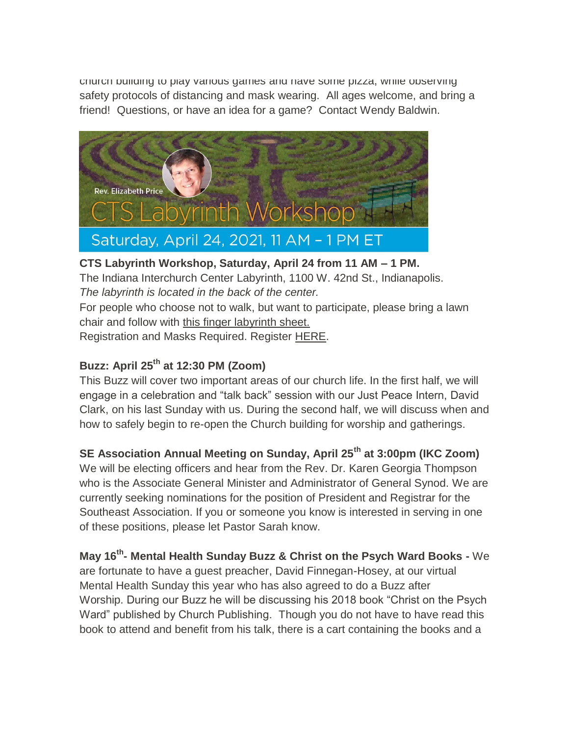church building to play various games and have some pizza, while observing safety protocols of distancing and mask wearing. All ages welcome, and bring a friend! Questions, or have an idea for a game? Contact Wendy Baldwin.

Rev. Elizabeth Price

CTS Labyrinth Workshop

Saturday, April 24, 2021, 11 AM – 1 PM ET

**CTS Labyrinth Workshop, Saturday, April 24 from 11 AM – 1 PM.**
The Indiana Interchurch Center Labyrinth, 1100 W. 42nd St., Indianapolis.
*The labyrinth is located in the back of the center.*
For people who choose not to walk, but want to participate, please bring a lawn chair and follow with this finger labyrinth sheet.
Registration and Masks Required. Register HERE.

**Buzz: April 25th at 12:30 PM (Zoom)**

This Buzz will cover two important areas of our church life. In the first half, we will engage in a celebration and "talk back" session with our Just Peace Intern, David Clark, on his last Sunday with us. During the second half, we will discuss when and how to safely begin to re-open the Church building for worship and gatherings.

**SE Association Annual Meeting on Sunday, April 25th at 3:00pm (IKC Zoom)**

We will be electing officers and hear from the Rev. Dr. Karen Georgia Thompson who is the Associate General Minister and Administrator of General Synod. We are currently seeking nominations for the position of President and Registrar for the Southeast Association. If you or someone you know is interested in serving in one of these positions, please let Pastor Sarah know.

**May 16th- Mental Health Sunday Buzz & Christ on the Psych Ward Books -** We are fortunate to have a guest preacher, David Finnegan-Hosey, at our virtual Mental Health Sunday this year who has also agreed to do a Buzz after Worship. During our Buzz he will be discussing his 2018 book "Christ on the Psych Ward" published by Church Publishing. Though you do not have to have read this book to attend and benefit from his talk, there is a cart containing the books and a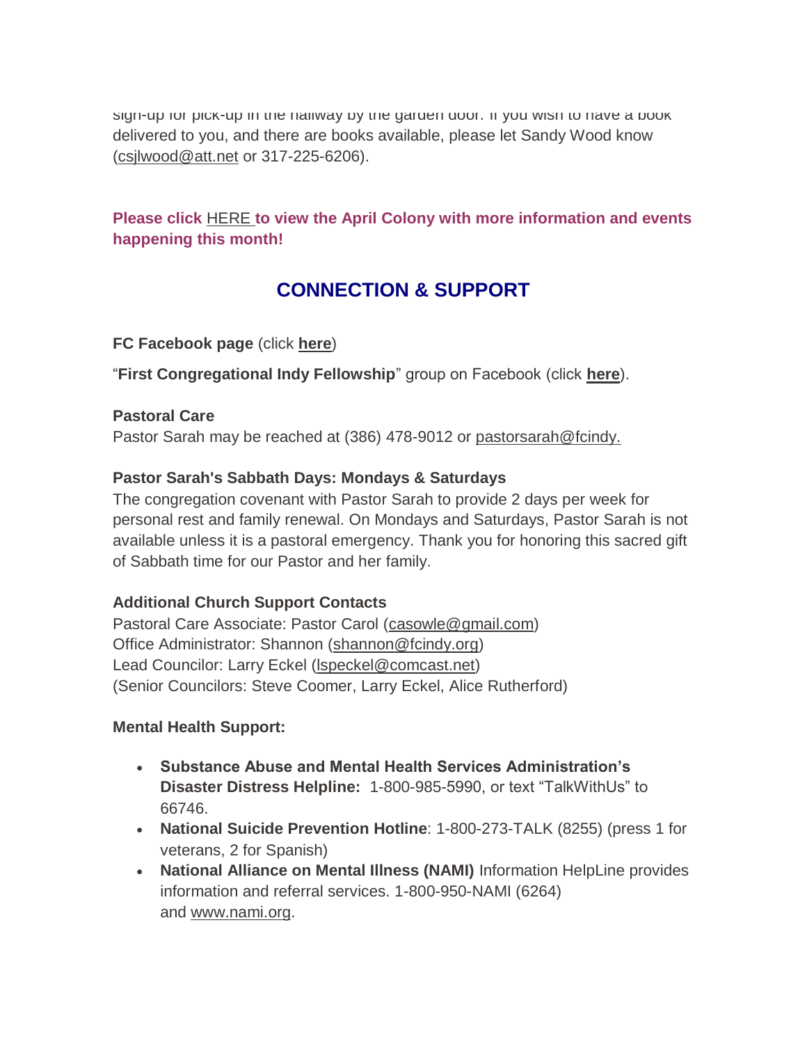sign-up for pick-up in the hallway by the garden door. If you wish to have a book delivered to you, and there are books available, please let Sandy Wood know (csjlwood@att.net or 317-225-6206).

**Please click HERE to view the April Colony with more information and events happening this month!**

## CONNECTION & SUPPORT

**FC Facebook page** (click **here**)

"**First Congregational Indy Fellowship**" group on Facebook (click **here**).

**Pastoral Care**
Pastor Sarah may be reached at (386) 478-9012 or pastorsarah@fcindy.

**Pastor Sarah's Sabbath Days: Mondays & Saturdays**
The congregation covenant with Pastor Sarah to provide 2 days per week for personal rest and family renewal. On Mondays and Saturdays, Pastor Sarah is not available unless it is a pastoral emergency. Thank you for honoring this sacred gift of Sabbath time for our Pastor and her family.

**Additional Church Support Contacts**
Pastoral Care Associate: Pastor Carol (casowle@gmail.com)
Office Administrator: Shannon (shannon@fcindy.org)
Lead Councilor: Larry Eckel (lspeckel@comcast.net)
(Senior Councilors: Steve Coomer, Larry Eckel, Alice Rutherford)

**Mental Health Support:**

- **Substance Abuse and Mental Health Services Administration's Disaster Distress Helpline:** 1-800-985-5990, or text "TalkWithUs" to 66746.
- **National Suicide Prevention Hotline**: 1-800-273-TALK (8255) (press 1 for veterans, 2 for Spanish)
- **National Alliance on Mental Illness (NAMI)** Information HelpLine provides information and referral services. 1-800-950-NAMI (6264) and www.nami.org.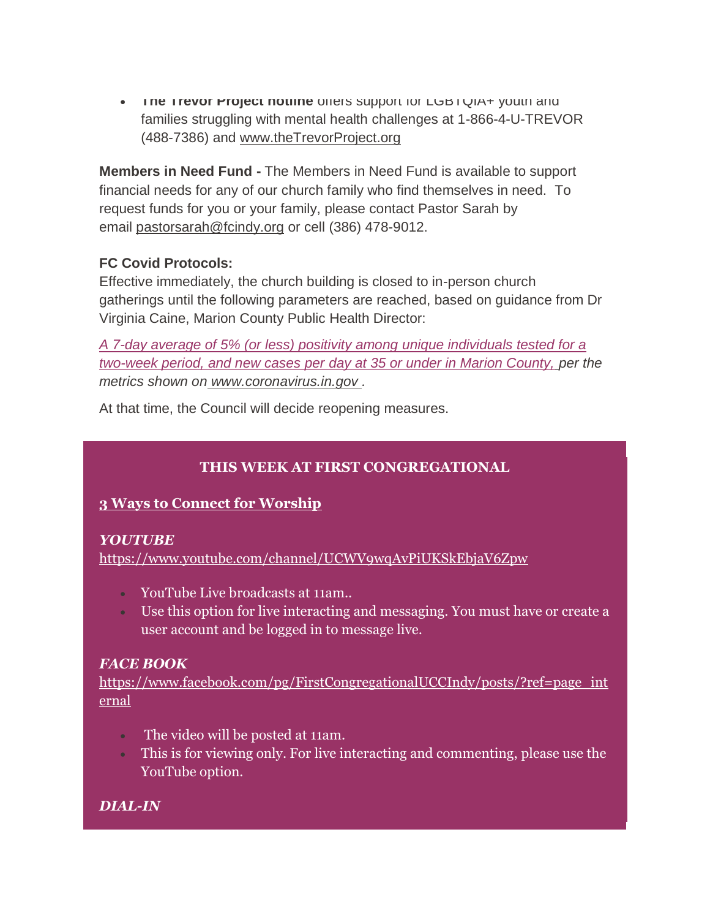- **The Trevor Project hotline** offers support for LGBTQIA+ youth and families struggling with mental health challenges at 1-866-4-U-TREVOR (488-7386) and www.theTrevorProject.org

**Members in Need Fund -** The Members in Need Fund is available to support financial needs for any of our church family who find themselves in need. To request funds for you or your family, please contact Pastor Sarah by email pastorsarah@fcindy.org or cell (386) 478-9012.

**FC Covid Protocols:**
Effective immediately, the church building is closed to in-person church gatherings until the following parameters are reached, based on guidance from Dr Virginia Caine, Marion County Public Health Director:

*A 7-day average of 5% (or less) positivity among unique individuals tested for a two-week period, and new cases per day at 35 or under in Marion County, per the metrics shown on www.coronavirus.in.gov .*

At that time, the Council will decide reopening measures.

**THIS WEEK AT FIRST CONGREGATIONAL**

**3 Ways to Connect for Worship**

***YOUTUBE***
https://www.youtube.com/channel/UCWV9wqAvPiUKSkEbjaV6Zpw

- YouTube Live broadcasts at 11am..
- Use this option for live interacting and messaging. You must have or create a user account and be logged in to message live.

***FACE BOOK***
https://www.facebook.com/pg/FirstCongregationalUCCIndy/posts/?ref=page_internal

- The video will be posted at 11am.
- This is for viewing only. For live interacting and commenting, please use the YouTube option.

***DIAL-IN***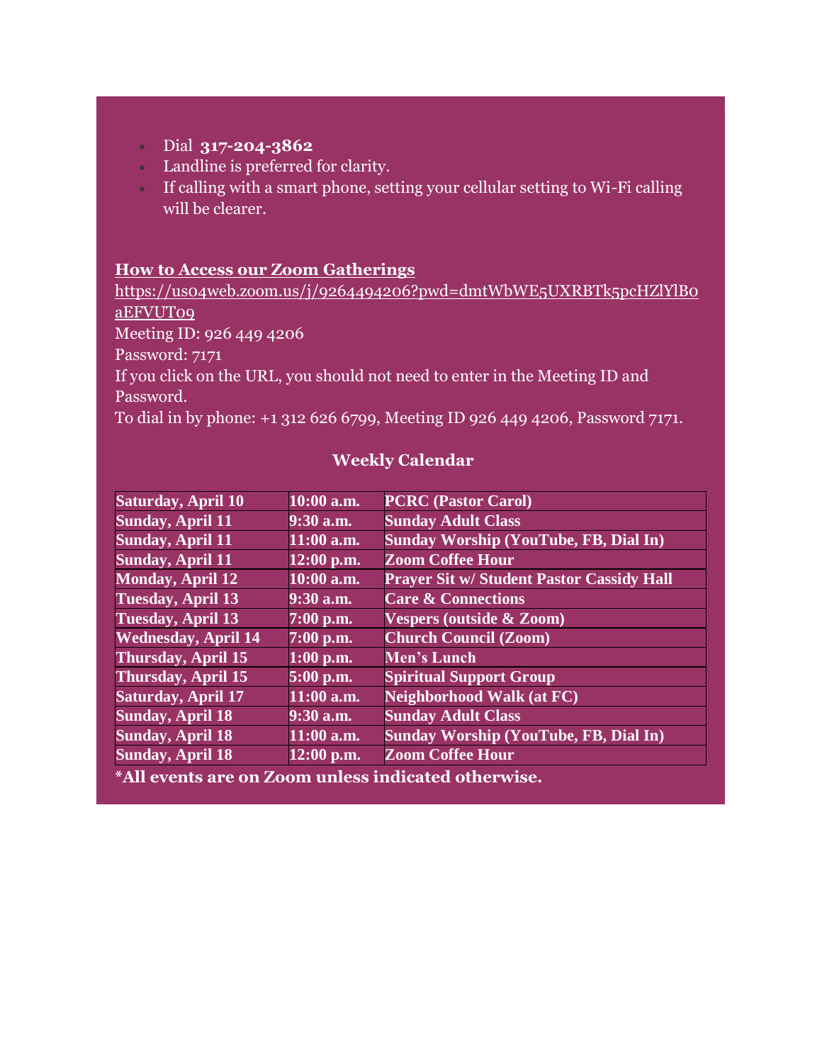- Dial **317-204-3862**
- Landline is preferred for clarity.
- If calling with a smart phone, setting your cellular setting to Wi-Fi calling will be clearer.

**How to Access our Zoom Gatherings**

https://us04web.zoom.us/j/9264494206?pwd=dmtWbWE5UXRBTk5pcHZlYlB0aEFVUT09

Meeting ID: 926 449 4206

Password: 7171

If you click on the URL, you should not need to enter in the Meeting ID and Password.

To dial in by phone: +1 312 626 6799, Meeting ID 926 449 4206, Password 7171.

## Weekly Calendar

| | | |
|---|---|---|
| Saturday, April 10 | 10:00 a.m. | PCRC (Pastor Carol) |
| Sunday, April 11 | 9:30 a.m. | Sunday Adult Class |
| Sunday, April 11 | 11:00 a.m. | Sunday Worship (YouTube, FB, Dial In) |
| Sunday, April 11 | 12:00 p.m. | Zoom Coffee Hour |
| Monday, April 12 | 10:00 a.m. | Prayer Sit w/ Student Pastor Cassidy Hall |
| Tuesday, April 13 | 9:30 a.m. | Care & Connections |
| Tuesday, April 13 | 7:00 p.m. | Vespers (outside & Zoom) |
| Wednesday, April 14 | 7:00 p.m. | Church Council (Zoom) |
| Thursday, April 15 | 1:00 p.m. | Men's Lunch |
| Thursday, April 15 | 5:00 p.m. | Spiritual Support Group |
| Saturday, April 17 | 11:00 a.m. | Neighborhood Walk (at FC) |
| Sunday, April 18 | 9:30 a.m. | Sunday Adult Class |
| Sunday, April 18 | 11:00 a.m. | Sunday Worship (YouTube, FB, Dial In) |
| Sunday, April 18 | 12:00 p.m. | Zoom Coffee Hour |

**\*All events are on Zoom unless indicated otherwise.**